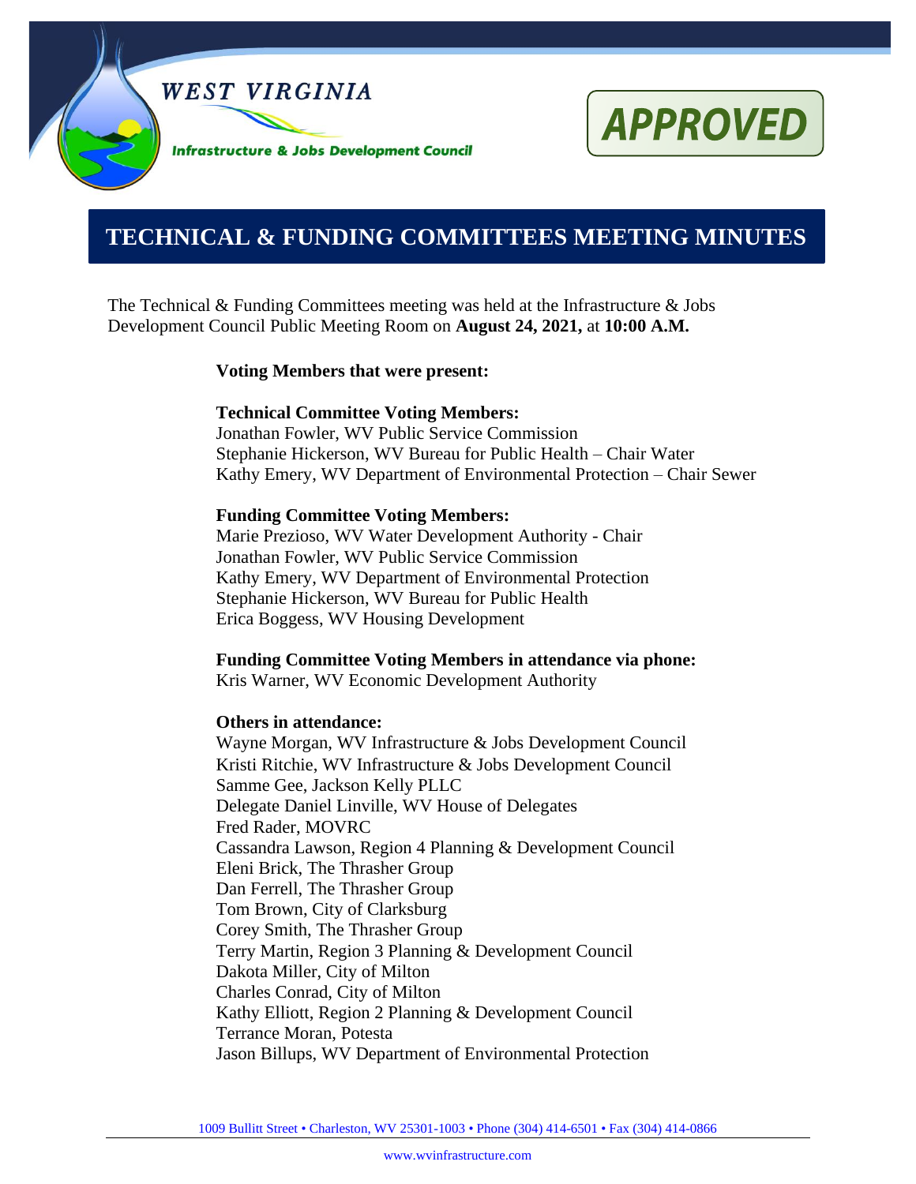WEST VIRGINIA

Infrastructure & Jobs Development Council

APPROVED

# TECHNICAL & FUNDING COMMITTEES MEETING MINUTES

The Technical & Funding Committees meeting was held at the Infrastructure & Jobs Development Council Public Meeting Room on **August 24, 2021,** at **10:00 A.M.**

**Voting Members that were present:**

**Technical Committee Voting Members:**
Jonathan Fowler, WV Public Service Commission
Stephanie Hickerson, WV Bureau for Public Health – Chair Water
Kathy Emery, WV Department of Environmental Protection – Chair Sewer

**Funding Committee Voting Members:**
Marie Prezioso, WV Water Development Authority - Chair
Jonathan Fowler, WV Public Service Commission
Kathy Emery, WV Department of Environmental Protection
Stephanie Hickerson, WV Bureau for Public Health
Erica Boggess, WV Housing Development

**Funding Committee Voting Members in attendance via phone:**
Kris Warner, WV Economic Development Authority

**Others in attendance:**
Wayne Morgan, WV Infrastructure & Jobs Development Council
Kristi Ritchie, WV Infrastructure & Jobs Development Council
Samme Gee, Jackson Kelly PLLC
Delegate Daniel Linville, WV House of Delegates
Fred Rader, MOVRC
Cassandra Lawson, Region 4 Planning & Development Council
Eleni Brick, The Thrasher Group
Dan Ferrell, The Thrasher Group
Tom Brown, City of Clarksburg
Corey Smith, The Thrasher Group
Terry Martin, Region 3 Planning & Development Council
Dakota Miller, City of Milton
Charles Conrad, City of Milton
Kathy Elliott, Region 2 Planning & Development Council
Terrance Moran, Potesta
Jason Billups, WV Department of Environmental Protection

1009 Bullitt Street • Charleston, WV 25301-1003 • Phone (304) 414-6501 • Fax (304) 414-0866

www.wvinfrastructure.com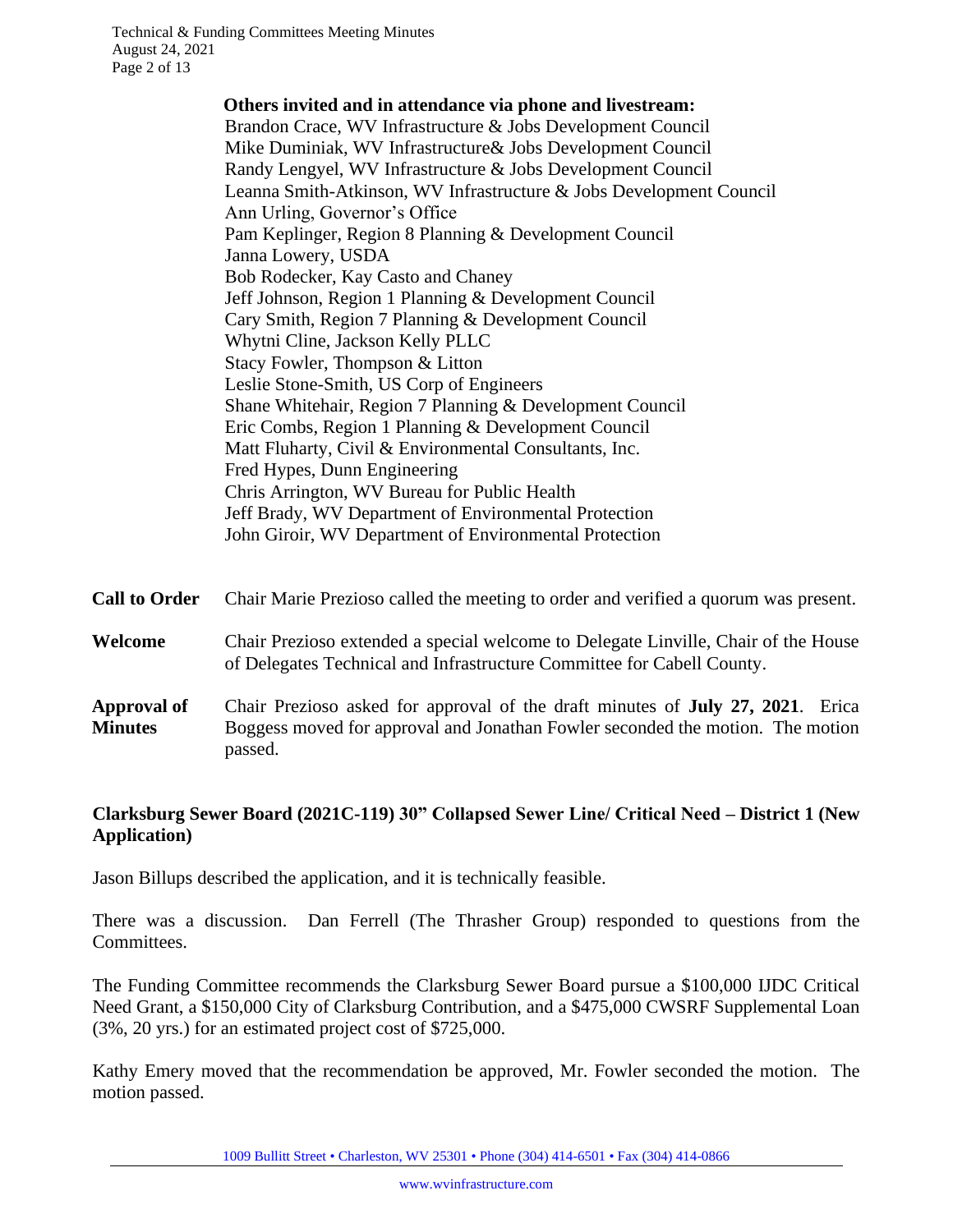**Others invited and in attendance via phone and livestream:**

Brandon Crace, WV Infrastructure & Jobs Development Council
Mike Duminiak, WV Infrastructure& Jobs Development Council
Randy Lengyel, WV Infrastructure & Jobs Development Council
Leanna Smith-Atkinson, WV Infrastructure & Jobs Development Council
Ann Urling, Governor's Office
Pam Keplinger, Region 8 Planning & Development Council
Janna Lowery, USDA
Bob Rodecker, Kay Casto and Chaney
Jeff Johnson, Region 1 Planning & Development Council
Cary Smith, Region 7 Planning & Development Council
Whytni Cline, Jackson Kelly PLLC
Stacy Fowler, Thompson & Litton
Leslie Stone-Smith, US Corp of Engineers
Shane Whitehair, Region 7 Planning & Development Council
Eric Combs, Region 1 Planning & Development Council
Matt Fluharty, Civil & Environmental Consultants, Inc.
Fred Hypes, Dunn Engineering
Chris Arrington, WV Bureau for Public Health
Jeff Brady, WV Department of Environmental Protection
John Giroir, WV Department of Environmental Protection

**Call to Order** Chair Marie Prezioso called the meeting to order and verified a quorum was present.

**Welcome** Chair Prezioso extended a special welcome to Delegate Linville, Chair of the House of Delegates Technical and Infrastructure Committee for Cabell County.

**Approval of Minutes** Chair Prezioso asked for approval of the draft minutes of **July 27, 2021**. Erica Boggess moved for approval and Jonathan Fowler seconded the motion. The motion passed.

**Clarksburg Sewer Board (2021C-119) 30" Collapsed Sewer Line/ Critical Need – District 1 (New Application)**

Jason Billups described the application, and it is technically feasible.

There was a discussion. Dan Ferrell (The Thrasher Group) responded to questions from the Committees.

The Funding Committee recommends the Clarksburg Sewer Board pursue a $100,000 IJDC Critical Need Grant, a $150,000 City of Clarksburg Contribution, and a $475,000 CWSRF Supplemental Loan (3%, 20 yrs.) for an estimated project cost of $725,000.

Kathy Emery moved that the recommendation be approved, Mr. Fowler seconded the motion. The motion passed.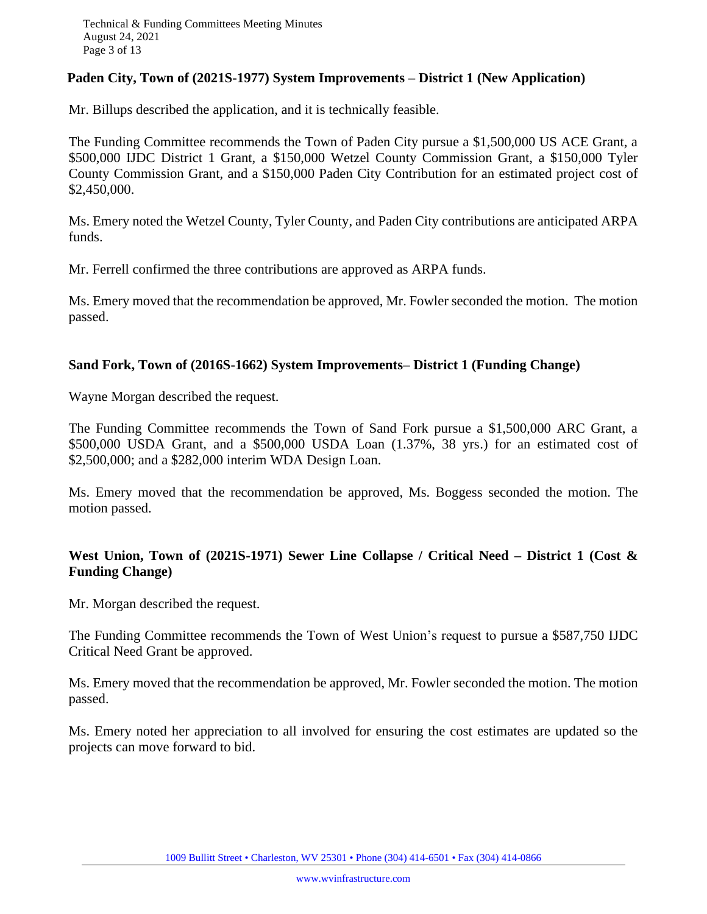### Paden City, Town of (2021S-1977) System Improvements – District 1 (New Application)

Mr. Billups described the application, and it is technically feasible.

The Funding Committee recommends the Town of Paden City pursue a $1,500,000 US ACE Grant, a $500,000 IJDC District 1 Grant, a $150,000 Wetzel County Commission Grant, a $150,000 Tyler County Commission Grant, and a $150,000 Paden City Contribution for an estimated project cost of $2,450,000.

Ms. Emery noted the Wetzel County, Tyler County, and Paden City contributions are anticipated ARPA funds.

Mr. Ferrell confirmed the three contributions are approved as ARPA funds.

Ms. Emery moved that the recommendation be approved, Mr. Fowler seconded the motion. The motion passed.

### Sand Fork, Town of (2016S-1662) System Improvements– District 1 (Funding Change)

Wayne Morgan described the request.

The Funding Committee recommends the Town of Sand Fork pursue a $1,500,000 ARC Grant, a $500,000 USDA Grant, and a $500,000 USDA Loan (1.37%, 38 yrs.) for an estimated cost of $2,500,000; and a $282,000 interim WDA Design Loan.

Ms. Emery moved that the recommendation be approved, Ms. Boggess seconded the motion. The motion passed.

### West Union, Town of (2021S-1971) Sewer Line Collapse / Critical Need – District 1 (Cost & Funding Change)

Mr. Morgan described the request.

The Funding Committee recommends the Town of West Union's request to pursue a $587,750 IJDC Critical Need Grant be approved.

Ms. Emery moved that the recommendation be approved, Mr. Fowler seconded the motion. The motion passed.

Ms. Emery noted her appreciation to all involved for ensuring the cost estimates are updated so the projects can move forward to bid.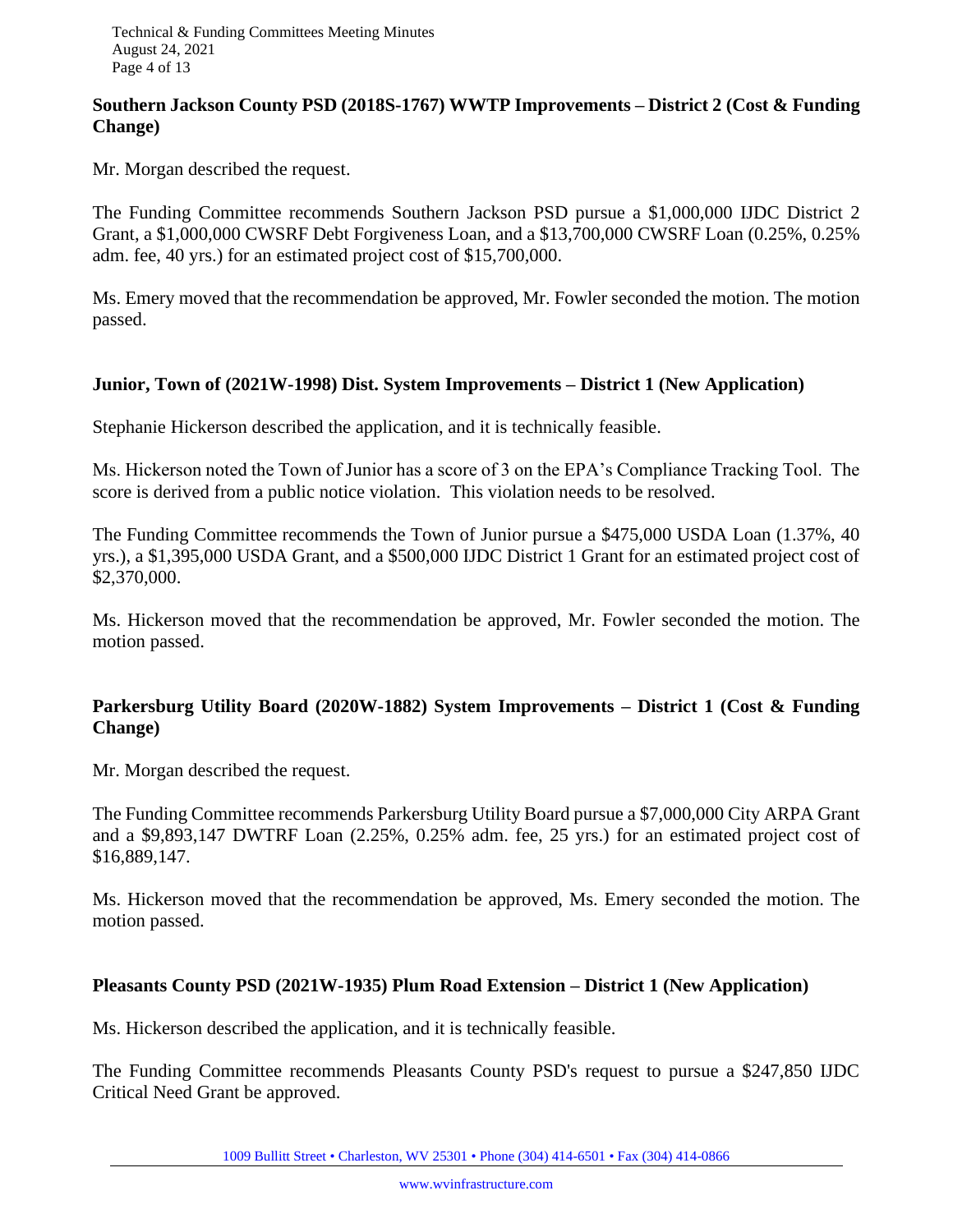**Southern Jackson County PSD (2018S-1767) WWTP Improvements – District 2 (Cost & Funding Change)**

Mr. Morgan described the request.

The Funding Committee recommends Southern Jackson PSD pursue a $1,000,000 IJDC District 2 Grant, a $1,000,000 CWSRF Debt Forgiveness Loan, and a $13,700,000 CWSRF Loan (0.25%, 0.25% adm. fee, 40 yrs.) for an estimated project cost of $15,700,000.

Ms. Emery moved that the recommendation be approved, Mr. Fowler seconded the motion. The motion passed.

**Junior, Town of (2021W-1998) Dist. System Improvements – District 1 (New Application)**

Stephanie Hickerson described the application, and it is technically feasible.

Ms. Hickerson noted the Town of Junior has a score of 3 on the EPA's Compliance Tracking Tool. The score is derived from a public notice violation. This violation needs to be resolved.

The Funding Committee recommends the Town of Junior pursue a $475,000 USDA Loan (1.37%, 40 yrs.), a $1,395,000 USDA Grant, and a $500,000 IJDC District 1 Grant for an estimated project cost of $2,370,000.

Ms. Hickerson moved that the recommendation be approved, Mr. Fowler seconded the motion. The motion passed.

**Parkersburg Utility Board (2020W-1882) System Improvements – District 1 (Cost & Funding Change)**

Mr. Morgan described the request.

The Funding Committee recommends Parkersburg Utility Board pursue a $7,000,000 City ARPA Grant and a $9,893,147 DWTRF Loan (2.25%, 0.25% adm. fee, 25 yrs.) for an estimated project cost of $16,889,147.

Ms. Hickerson moved that the recommendation be approved, Ms. Emery seconded the motion. The motion passed.

**Pleasants County PSD (2021W-1935) Plum Road Extension – District 1 (New Application)**

Ms. Hickerson described the application, and it is technically feasible.

The Funding Committee recommends Pleasants County PSD's request to pursue a $247,850 IJDC Critical Need Grant be approved.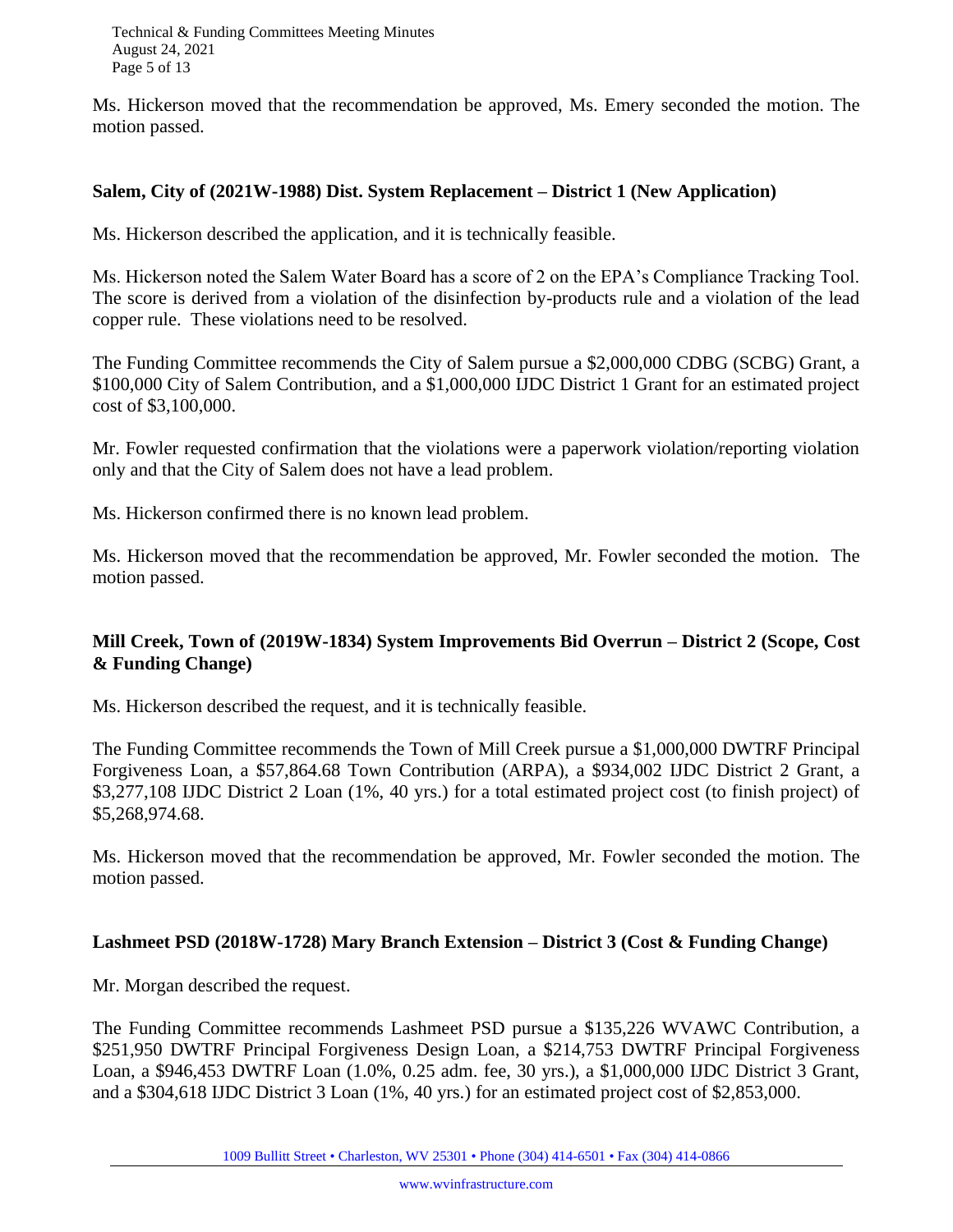Ms. Hickerson moved that the recommendation be approved, Ms. Emery seconded the motion. The motion passed.

**Salem, City of (2021W-1988) Dist. System Replacement – District 1 (New Application)**

Ms. Hickerson described the application, and it is technically feasible.

Ms. Hickerson noted the Salem Water Board has a score of 2 on the EPA's Compliance Tracking Tool. The score is derived from a violation of the disinfection by-products rule and a violation of the lead copper rule. These violations need to be resolved.

The Funding Committee recommends the City of Salem pursue a $2,000,000 CDBG (SCBG) Grant, a $100,000 City of Salem Contribution, and a $1,000,000 IJDC District 1 Grant for an estimated project cost of $3,100,000.

Mr. Fowler requested confirmation that the violations were a paperwork violation/reporting violation only and that the City of Salem does not have a lead problem.

Ms. Hickerson confirmed there is no known lead problem.

Ms. Hickerson moved that the recommendation be approved, Mr. Fowler seconded the motion. The motion passed.

**Mill Creek, Town of (2019W-1834) System Improvements Bid Overrun – District 2 (Scope, Cost & Funding Change)**

Ms. Hickerson described the request, and it is technically feasible.

The Funding Committee recommends the Town of Mill Creek pursue a $1,000,000 DWTRF Principal Forgiveness Loan, a $57,864.68 Town Contribution (ARPA), a $934,002 IJDC District 2 Grant, a $3,277,108 IJDC District 2 Loan (1%, 40 yrs.) for a total estimated project cost (to finish project) of $5,268,974.68.

Ms. Hickerson moved that the recommendation be approved, Mr. Fowler seconded the motion. The motion passed.

**Lashmeet PSD (2018W-1728) Mary Branch Extension – District 3 (Cost & Funding Change)**

Mr. Morgan described the request.

The Funding Committee recommends Lashmeet PSD pursue a $135,226 WVAWC Contribution, a $251,950 DWTRF Principal Forgiveness Design Loan, a $214,753 DWTRF Principal Forgiveness Loan, a $946,453 DWTRF Loan (1.0%, 0.25 adm. fee, 30 yrs.), a $1,000,000 IJDC District 3 Grant, and a $304,618 IJDC District 3 Loan (1%, 40 yrs.) for an estimated project cost of $2,853,000.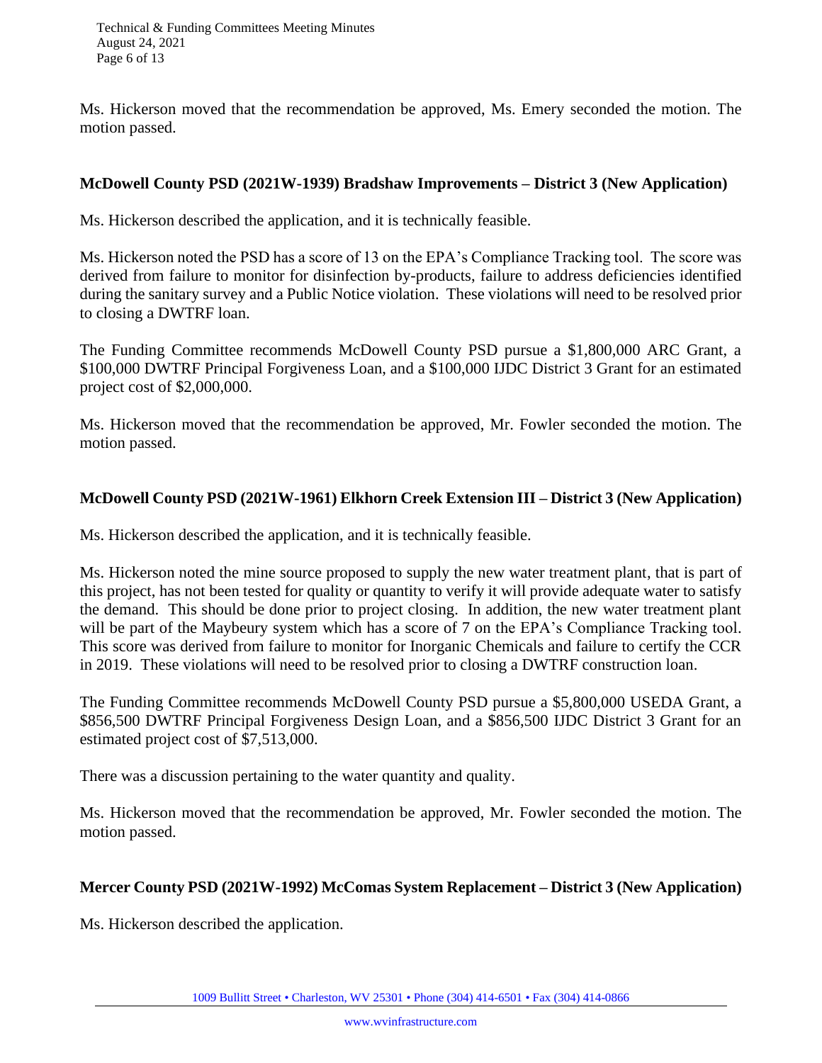Ms. Hickerson moved that the recommendation be approved, Ms. Emery seconded the motion. The motion passed.

**McDowell County PSD (2021W-1939) Bradshaw Improvements – District 3 (New Application)**

Ms. Hickerson described the application, and it is technically feasible.

Ms. Hickerson noted the PSD has a score of 13 on the EPA's Compliance Tracking tool. The score was derived from failure to monitor for disinfection by-products, failure to address deficiencies identified during the sanitary survey and a Public Notice violation. These violations will need to be resolved prior to closing a DWTRF loan.

The Funding Committee recommends McDowell County PSD pursue a $1,800,000 ARC Grant, a $100,000 DWTRF Principal Forgiveness Loan, and a $100,000 IJDC District 3 Grant for an estimated project cost of $2,000,000.

Ms. Hickerson moved that the recommendation be approved, Mr. Fowler seconded the motion. The motion passed.

**McDowell County PSD (2021W-1961) Elkhorn Creek Extension III – District 3 (New Application)**

Ms. Hickerson described the application, and it is technically feasible.

Ms. Hickerson noted the mine source proposed to supply the new water treatment plant, that is part of this project, has not been tested for quality or quantity to verify it will provide adequate water to satisfy the demand. This should be done prior to project closing. In addition, the new water treatment plant will be part of the Maybeury system which has a score of 7 on the EPA's Compliance Tracking tool. This score was derived from failure to monitor for Inorganic Chemicals and failure to certify the CCR in 2019. These violations will need to be resolved prior to closing a DWTRF construction loan.

The Funding Committee recommends McDowell County PSD pursue a $5,800,000 USEDA Grant, a $856,500 DWTRF Principal Forgiveness Design Loan, and a $856,500 IJDC District 3 Grant for an estimated project cost of $7,513,000.

There was a discussion pertaining to the water quantity and quality.

Ms. Hickerson moved that the recommendation be approved, Mr. Fowler seconded the motion. The motion passed.

**Mercer County PSD (2021W-1992) McComas System Replacement – District 3 (New Application)**

Ms. Hickerson described the application.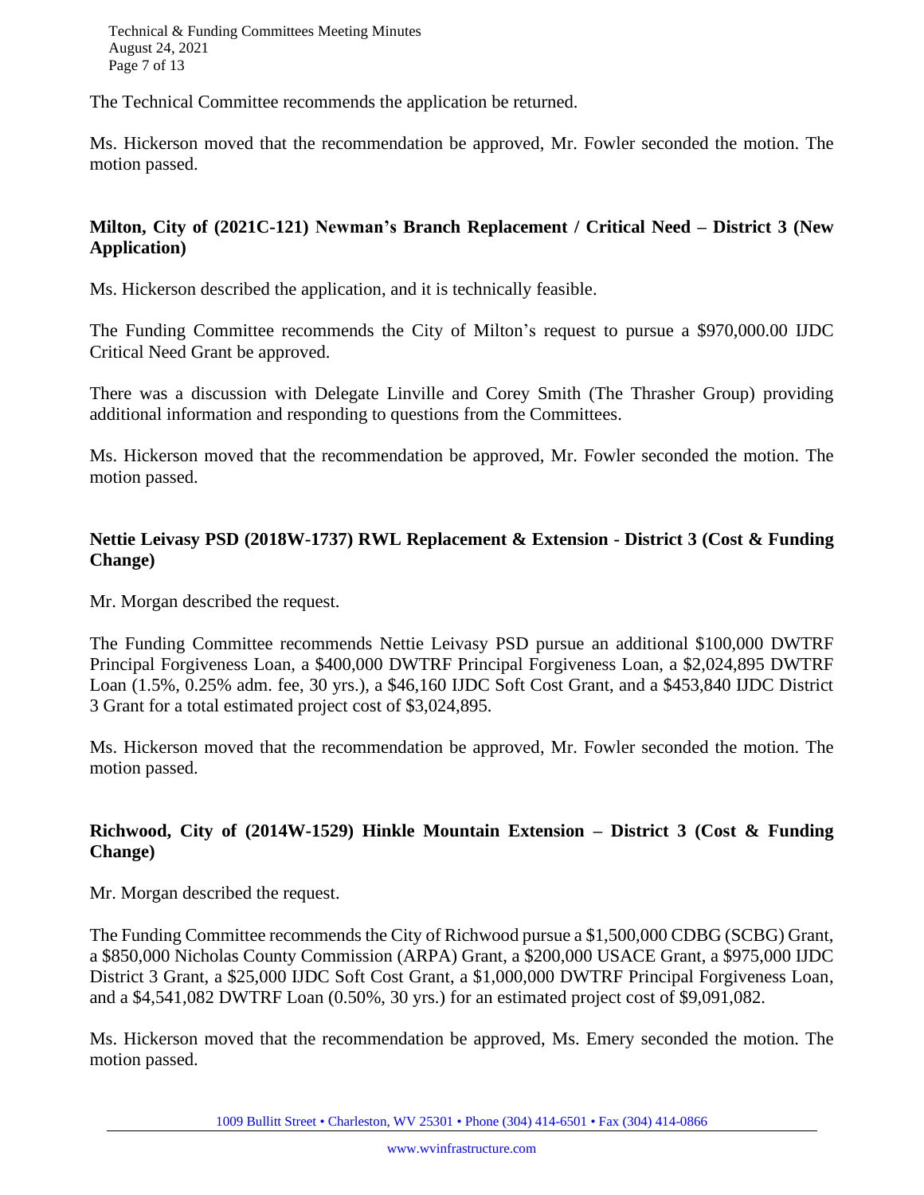The Technical Committee recommends the application be returned.

Ms. Hickerson moved that the recommendation be approved, Mr. Fowler seconded the motion. The motion passed.

**Milton, City of (2021C-121) Newman's Branch Replacement / Critical Need – District 3 (New Application)**

Ms. Hickerson described the application, and it is technically feasible.

The Funding Committee recommends the City of Milton's request to pursue a $970,000.00 IJDC Critical Need Grant be approved.

There was a discussion with Delegate Linville and Corey Smith (The Thrasher Group) providing additional information and responding to questions from the Committees.

Ms. Hickerson moved that the recommendation be approved, Mr. Fowler seconded the motion. The motion passed.

**Nettie Leivasy PSD (2018W-1737) RWL Replacement & Extension - District 3 (Cost & Funding Change)**

Mr. Morgan described the request.

The Funding Committee recommends Nettie Leivasy PSD pursue an additional $100,000 DWTRF Principal Forgiveness Loan, a $400,000 DWTRF Principal Forgiveness Loan, a $2,024,895 DWTRF Loan (1.5%, 0.25% adm. fee, 30 yrs.), a $46,160 IJDC Soft Cost Grant, and a $453,840 IJDC District 3 Grant for a total estimated project cost of $3,024,895.

Ms. Hickerson moved that the recommendation be approved, Mr. Fowler seconded the motion. The motion passed.

**Richwood, City of (2014W-1529) Hinkle Mountain Extension – District 3 (Cost & Funding Change)**

Mr. Morgan described the request.

The Funding Committee recommends the City of Richwood pursue a $1,500,000 CDBG (SCBG) Grant, a $850,000 Nicholas County Commission (ARPA) Grant, a $200,000 USACE Grant, a $975,000 IJDC District 3 Grant, a $25,000 IJDC Soft Cost Grant, a $1,000,000 DWTRF Principal Forgiveness Loan, and a $4,541,082 DWTRF Loan (0.50%, 30 yrs.) for an estimated project cost of $9,091,082.

Ms. Hickerson moved that the recommendation be approved, Ms. Emery seconded the motion. The motion passed.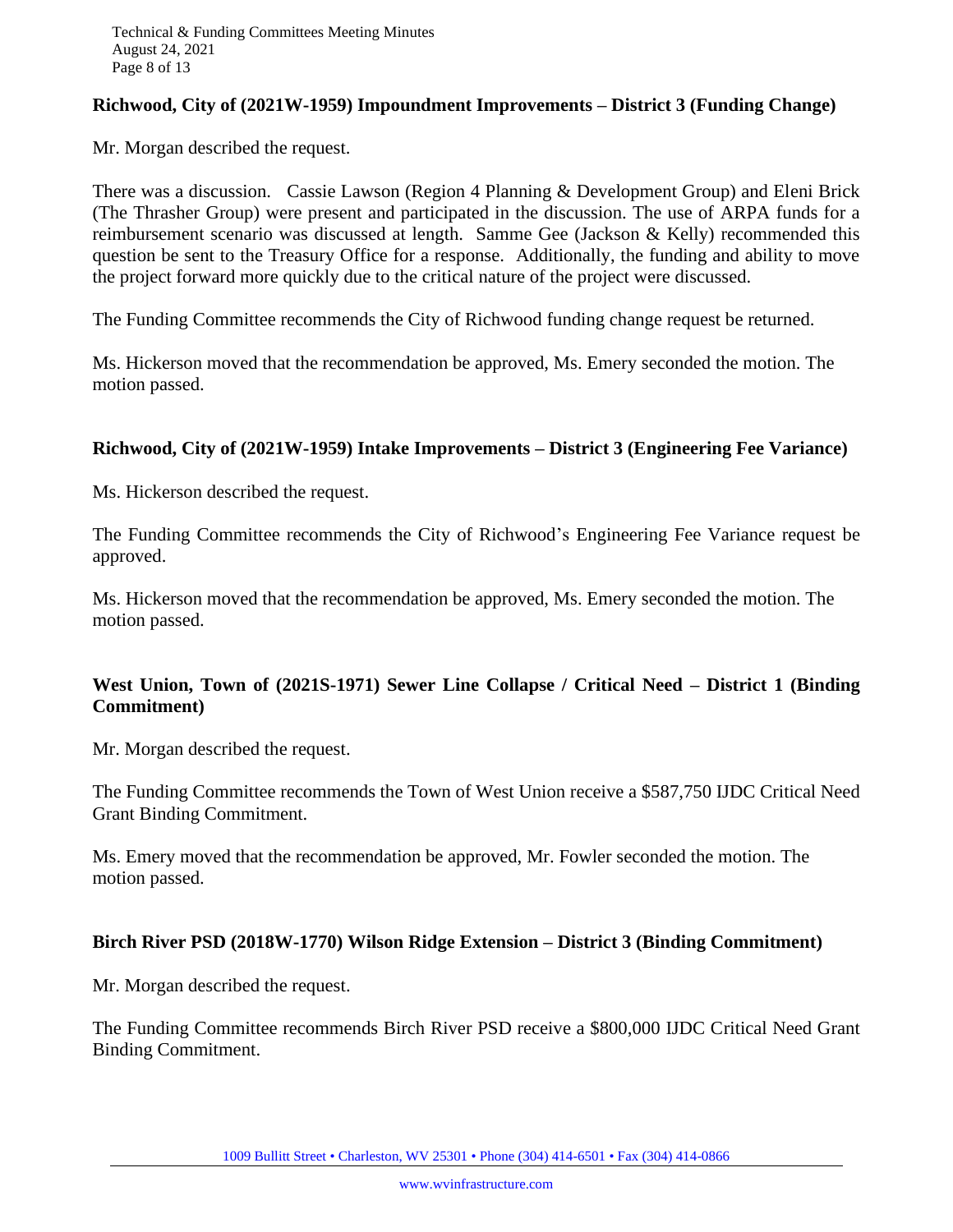**Richwood, City of (2021W-1959) Impoundment Improvements – District 3 (Funding Change)**

Mr. Morgan described the request.

There was a discussion. Cassie Lawson (Region 4 Planning & Development Group) and Eleni Brick (The Thrasher Group) were present and participated in the discussion. The use of ARPA funds for a reimbursement scenario was discussed at length. Samme Gee (Jackson & Kelly) recommended this question be sent to the Treasury Office for a response. Additionally, the funding and ability to move the project forward more quickly due to the critical nature of the project were discussed.

The Funding Committee recommends the City of Richwood funding change request be returned.

Ms. Hickerson moved that the recommendation be approved, Ms. Emery seconded the motion. The motion passed.

**Richwood, City of (2021W-1959) Intake Improvements – District 3 (Engineering Fee Variance)**

Ms. Hickerson described the request.

The Funding Committee recommends the City of Richwood's Engineering Fee Variance request be approved.

Ms. Hickerson moved that the recommendation be approved, Ms. Emery seconded the motion. The motion passed.

**West Union, Town of (2021S-1971) Sewer Line Collapse / Critical Need – District 1 (Binding Commitment)**

Mr. Morgan described the request.

The Funding Committee recommends the Town of West Union receive a $587,750 IJDC Critical Need Grant Binding Commitment.

Ms. Emery moved that the recommendation be approved, Mr. Fowler seconded the motion. The motion passed.

**Birch River PSD (2018W-1770) Wilson Ridge Extension – District 3 (Binding Commitment)**

Mr. Morgan described the request.

The Funding Committee recommends Birch River PSD receive a $800,000 IJDC Critical Need Grant Binding Commitment.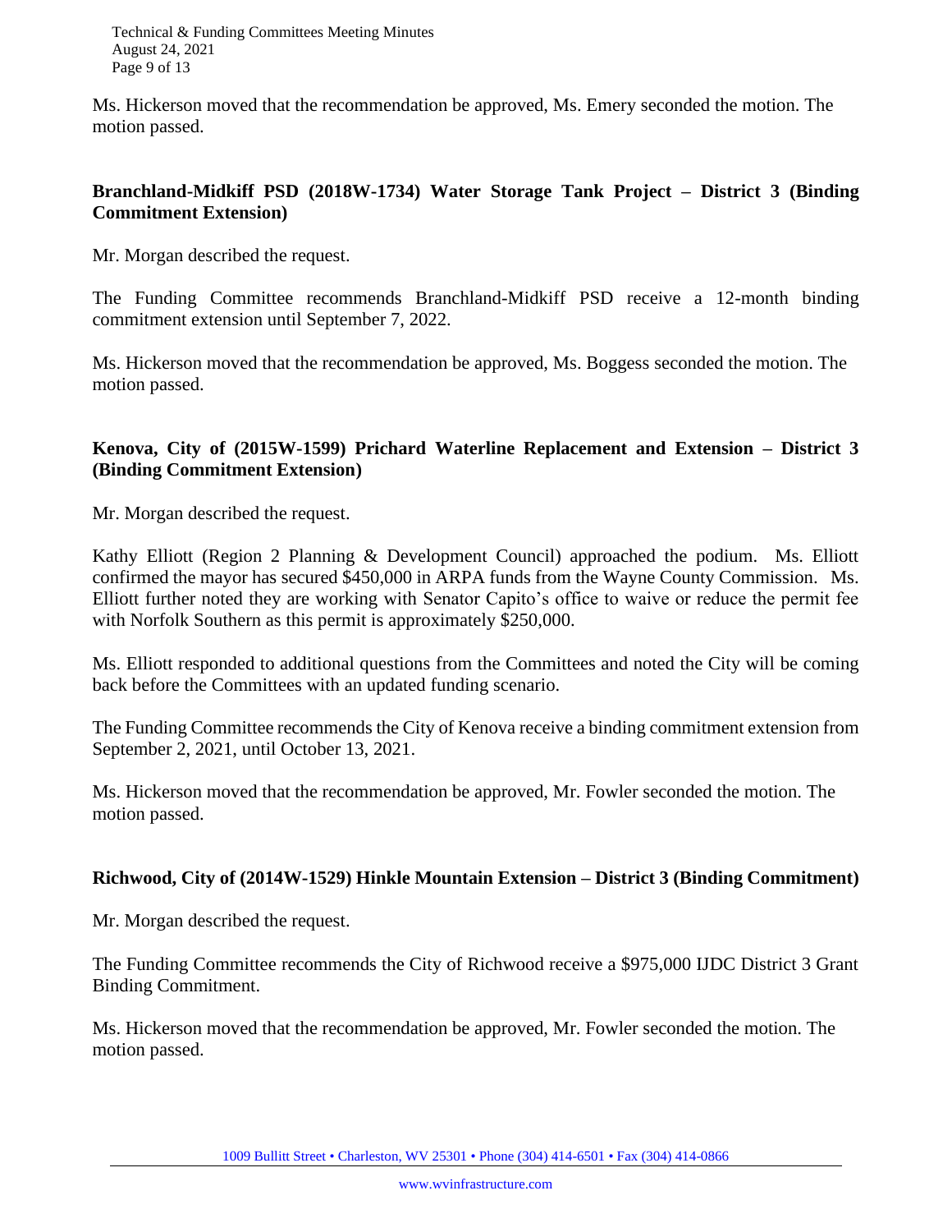Ms. Hickerson moved that the recommendation be approved, Ms. Emery seconded the motion. The motion passed.

**Branchland-Midkiff PSD (2018W-1734) Water Storage Tank Project – District 3 (Binding Commitment Extension)**

Mr. Morgan described the request.

The Funding Committee recommends Branchland-Midkiff PSD receive a 12-month binding commitment extension until September 7, 2022.

Ms. Hickerson moved that the recommendation be approved, Ms. Boggess seconded the motion. The motion passed.

**Kenova, City of (2015W-1599) Prichard Waterline Replacement and Extension – District 3 (Binding Commitment Extension)**

Mr. Morgan described the request.

Kathy Elliott (Region 2 Planning & Development Council) approached the podium. Ms. Elliott confirmed the mayor has secured $450,000 in ARPA funds from the Wayne County Commission. Ms. Elliott further noted they are working with Senator Capito's office to waive or reduce the permit fee with Norfolk Southern as this permit is approximately $250,000.

Ms. Elliott responded to additional questions from the Committees and noted the City will be coming back before the Committees with an updated funding scenario.

The Funding Committee recommends the City of Kenova receive a binding commitment extension from September 2, 2021, until October 13, 2021.

Ms. Hickerson moved that the recommendation be approved, Mr. Fowler seconded the motion. The motion passed.

**Richwood, City of (2014W-1529) Hinkle Mountain Extension – District 3 (Binding Commitment)**

Mr. Morgan described the request.

The Funding Committee recommends the City of Richwood receive a $975,000 IJDC District 3 Grant Binding Commitment.

Ms. Hickerson moved that the recommendation be approved, Mr. Fowler seconded the motion. The motion passed.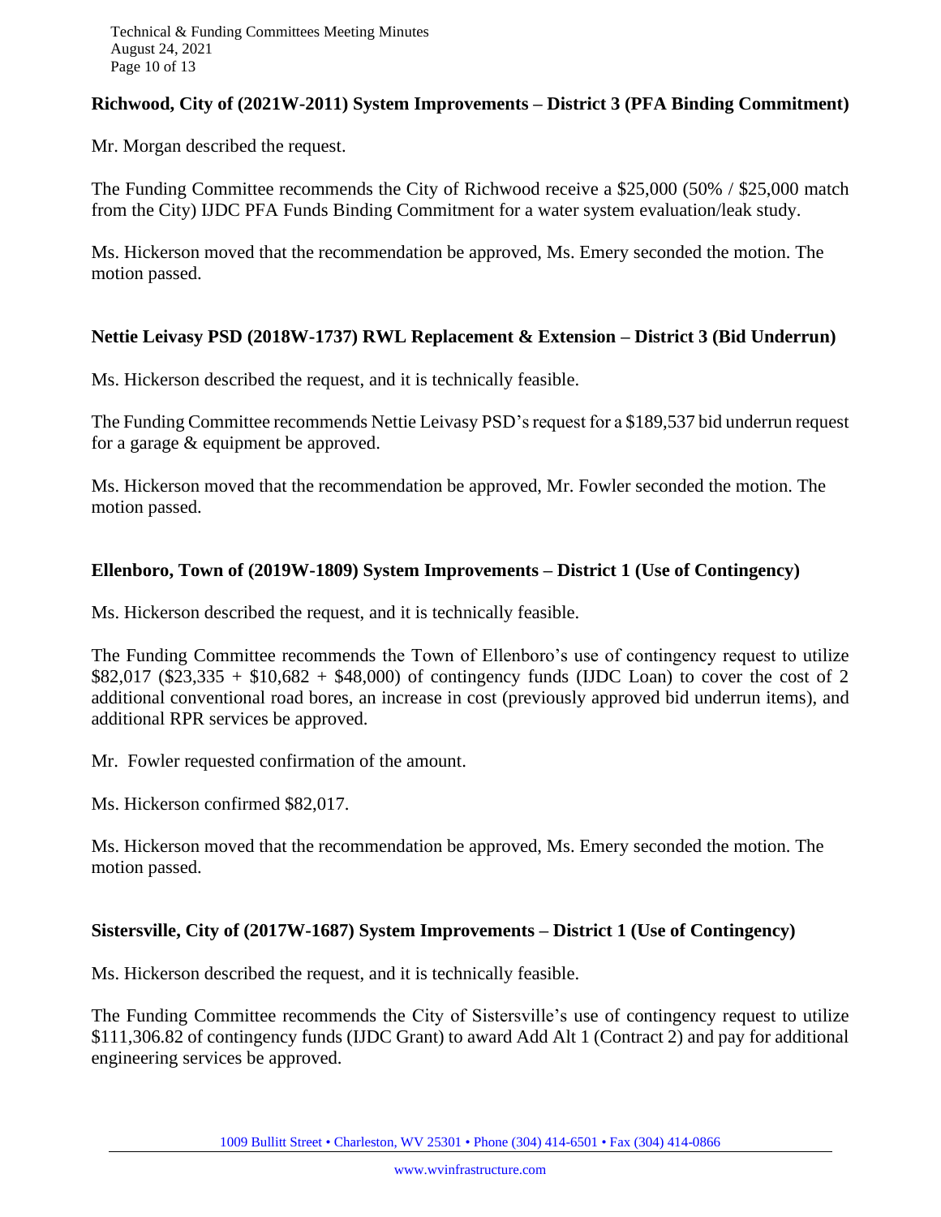**Richwood, City of (2021W-2011) System Improvements – District 3 (PFA Binding Commitment)**

Mr. Morgan described the request.

The Funding Committee recommends the City of Richwood receive a $25,000 (50% / $25,000 match from the City) IJDC PFA Funds Binding Commitment for a water system evaluation/leak study.

Ms. Hickerson moved that the recommendation be approved, Ms. Emery seconded the motion. The motion passed.

**Nettie Leivasy PSD (2018W-1737) RWL Replacement & Extension – District 3 (Bid Underrun)**

Ms. Hickerson described the request, and it is technically feasible.

The Funding Committee recommends Nettie Leivasy PSD's request for a $189,537 bid underrun request for a garage & equipment be approved.

Ms. Hickerson moved that the recommendation be approved, Mr. Fowler seconded the motion. The motion passed.

**Ellenboro, Town of (2019W-1809) System Improvements – District 1 (Use of Contingency)**

Ms. Hickerson described the request, and it is technically feasible.

The Funding Committee recommends the Town of Ellenboro's use of contingency request to utilize $82,017 ($23,335 + $10,682 + $48,000) of contingency funds (IJDC Loan) to cover the cost of 2 additional conventional road bores, an increase in cost (previously approved bid underrun items), and additional RPR services be approved.

Mr. Fowler requested confirmation of the amount.

Ms. Hickerson confirmed $82,017.

Ms. Hickerson moved that the recommendation be approved, Ms. Emery seconded the motion. The motion passed.

**Sistersville, City of (2017W-1687) System Improvements – District 1 (Use of Contingency)**

Ms. Hickerson described the request, and it is technically feasible.

The Funding Committee recommends the City of Sistersville's use of contingency request to utilize $111,306.82 of contingency funds (IJDC Grant) to award Add Alt 1 (Contract 2) and pay for additional engineering services be approved.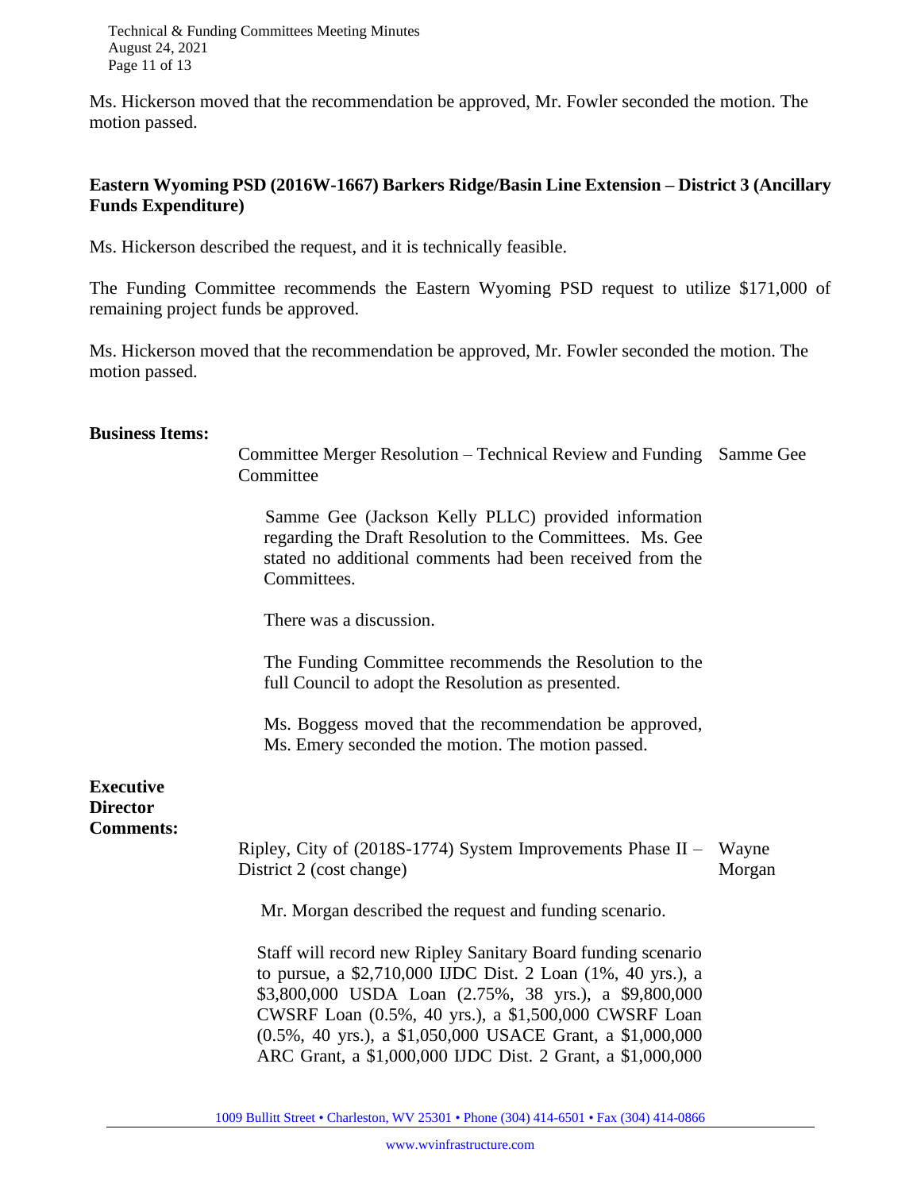Ms. Hickerson moved that the recommendation be approved, Mr. Fowler seconded the motion. The motion passed.

**Eastern Wyoming PSD (2016W-1667) Barkers Ridge/Basin Line Extension – District 3 (Ancillary Funds Expenditure)**

Ms. Hickerson described the request, and it is technically feasible.

The Funding Committee recommends the Eastern Wyoming PSD request to utilize $171,000 of remaining project funds be approved.

Ms. Hickerson moved that the recommendation be approved, Mr. Fowler seconded the motion. The motion passed.

**Business Items:**

Committee Merger Resolution – Technical Review and Funding Committee — Samme Gee

Samme Gee (Jackson Kelly PLLC) provided information regarding the Draft Resolution to the Committees. Ms. Gee stated no additional comments had been received from the Committees.

There was a discussion.

The Funding Committee recommends the Resolution to the full Council to adopt the Resolution as presented.

Ms. Boggess moved that the recommendation be approved, Ms. Emery seconded the motion. The motion passed.

**Executive Director Comments:**

Ripley, City of (2018S-1774) System Improvements Phase II – District 2 (cost change) — Wayne Morgan

Mr. Morgan described the request and funding scenario.

Staff will record new Ripley Sanitary Board funding scenario to pursue, a $2,710,000 IJDC Dist. 2 Loan (1%, 40 yrs.), a $3,800,000 USDA Loan (2.75%, 38 yrs.), a $9,800,000 CWSRF Loan (0.5%, 40 yrs.), a $1,500,000 CWSRF Loan (0.5%, 40 yrs.), a $1,050,000 USACE Grant, a $1,000,000 ARC Grant, a $1,000,000 IJDC Dist. 2 Grant, a $1,000,000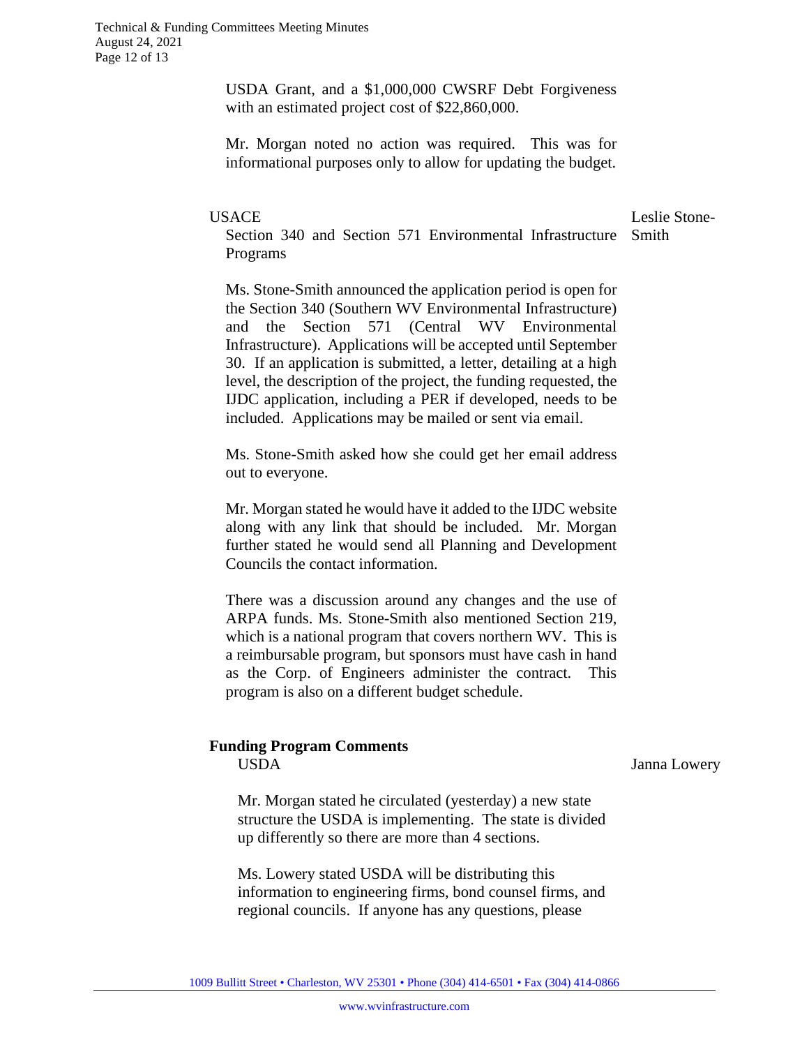USDA Grant, and a $1,000,000 CWSRF Debt Forgiveness with an estimated project cost of $22,860,000.

Mr. Morgan noted no action was required. This was for informational purposes only to allow for updating the budget.

USACE — Leslie Stone-Smith

Section 340 and Section 571 Environmental Infrastructure Programs

Ms. Stone-Smith announced the application period is open for the Section 340 (Southern WV Environmental Infrastructure) and the Section 571 (Central WV Environmental Infrastructure). Applications will be accepted until September 30. If an application is submitted, a letter, detailing at a high level, the description of the project, the funding requested, the IJDC application, including a PER if developed, needs to be included. Applications may be mailed or sent via email.

Ms. Stone-Smith asked how she could get her email address out to everyone.

Mr. Morgan stated he would have it added to the IJDC website along with any link that should be included. Mr. Morgan further stated he would send all Planning and Development Councils the contact information.

There was a discussion around any changes and the use of ARPA funds. Ms. Stone-Smith also mentioned Section 219, which is a national program that covers northern WV. This is a reimbursable program, but sponsors must have cash in hand as the Corp. of Engineers administer the contract. This program is also on a different budget schedule.

**Funding Program Comments**

USDA — Janna Lowery

Mr. Morgan stated he circulated (yesterday) a new state structure the USDA is implementing. The state is divided up differently so there are more than 4 sections.

Ms. Lowery stated USDA will be distributing this information to engineering firms, bond counsel firms, and regional councils. If anyone has any questions, please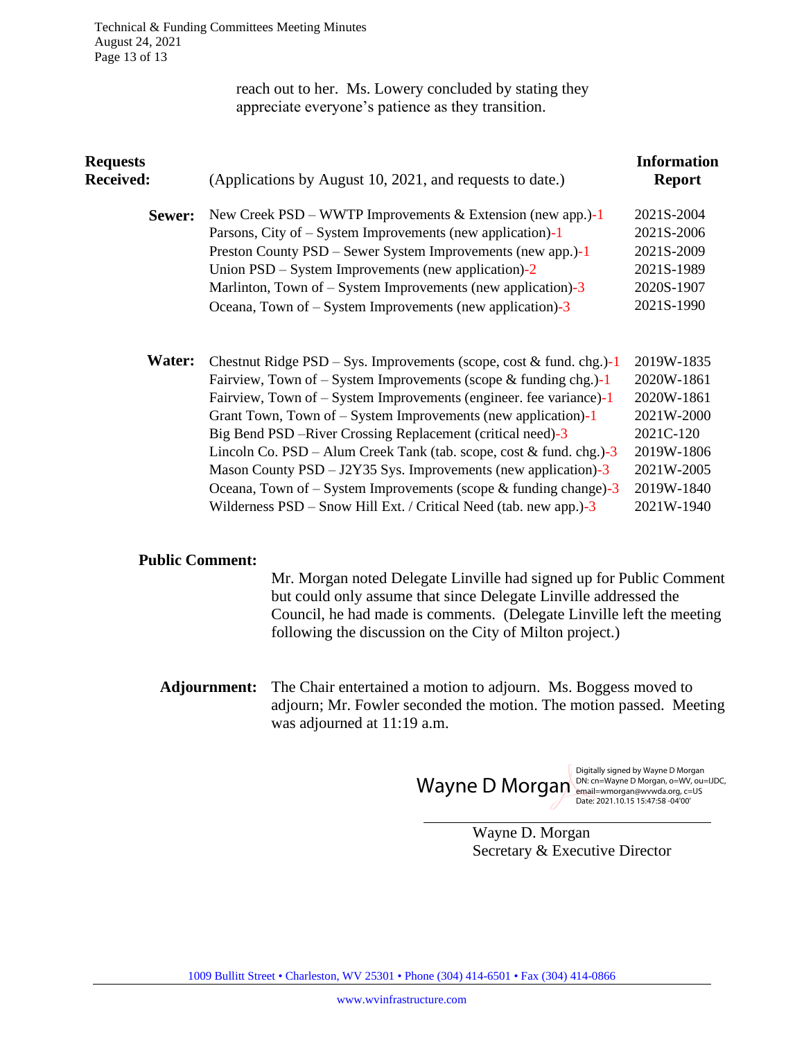reach out to her. Ms. Lowery concluded by stating they appreciate everyone's patience as they transition.

| Requests Received: | (Applications by August 10, 2021, and requests to date.) | Information Report |
|---|---|---|
| **Sewer:** | New Creek PSD – WWTP Improvements & Extension (new app.)-1 | 2021S-2004 |
| | Parsons, City of – System Improvements (new application)-1 | 2021S-2006 |
| | Preston County PSD – Sewer System Improvements (new app.)-1 | 2021S-2009 |
| | Union PSD – System Improvements (new application)-2 | 2021S-1989 |
| | Marlinton, Town of – System Improvements (new application)-3 | 2020S-1907 |
| | Oceana, Town of – System Improvements (new application)-3 | 2021S-1990 |
| **Water:** | Chestnut Ridge PSD – Sys. Improvements (scope, cost & fund. chg.)-1 | 2019W-1835 |
| | Fairview, Town of – System Improvements (scope & funding chg.)-1 | 2020W-1861 |
| | Fairview, Town of – System Improvements (engineer. fee variance)-1 | 2020W-1861 |
| | Grant Town, Town of – System Improvements (new application)-1 | 2021W-2000 |
| | Big Bend PSD –River Crossing Replacement (critical need)-3 | 2021C-120 |
| | Lincoln Co. PSD – Alum Creek Tank (tab. scope, cost & fund. chg.)-3 | 2019W-1806 |
| | Mason County PSD – J2Y35 Sys. Improvements (new application)-3 | 2021W-2005 |
| | Oceana, Town of – System Improvements (scope & funding change)-3 | 2019W-1840 |
| | Wilderness PSD – Snow Hill Ext. / Critical Need (tab. new app.)-3 | 2021W-1940 |

**Public Comment:**

Mr. Morgan noted Delegate Linville had signed up for Public Comment but could only assume that since Delegate Linville addressed the Council, he had made is comments. (Delegate Linville left the meeting following the discussion on the City of Milton project.)

**Adjournment:** The Chair entertained a motion to adjourn. Ms. Boggess moved to adjourn; Mr. Fowler seconded the motion. The motion passed. Meeting was adjourned at 11:19 a.m.

Wayne D Morgan

Digitally signed by Wayne D Morgan
DN: cn=Wayne D Morgan, o=WV, ou=IJDC, email=wmorgan@wvwda.org, c=US
Date: 2021.10.15 15:47:58 -04'00'

Wayne D. Morgan
Secretary & Executive Director

1009 Bullitt Street • Charleston, WV 25301 • Phone (304) 414-6501 • Fax (304) 414-0866

www.wvinfrastructure.com